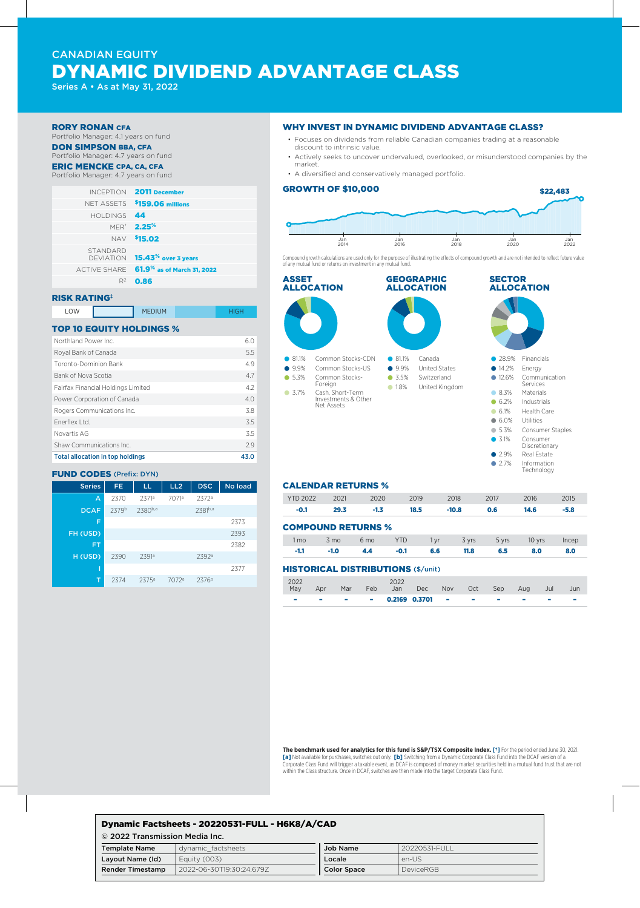CANADIAN EQUITY

# DYNAMIC DIVIDEND ADVANTAGE CLASS

Series A • As at May 31, 2022

**RORY RONAN CFA**
Portfolio Manager: 4.1 years on fund

**DON SIMPSON BBA, CFA**
Portfolio Manager: 4.7 years on fund

**ERIC MENCKE CPA, CA, CFA**
Portfolio Manager: 4.7 years on fund

| | |
|---|---|
| INCEPTION | **2011 December** |
| NET ASSETS | **$159.06 millions** |
| HOLDINGS | **44** |
| MER[1] | **2.25%** |
| NAV | **$15.02** |
| STANDARD DEVIATION | **15.43% over 3 years** |
| ACTIVE SHARE | **61.9% as of March 31, 2022** |
| $R^2$ | **0.86** |

## RISK RATING‡

| LOW | | MEDIUM | | HIGH |
|---|---|---|---|---|

## TOP 10 EQUITY HOLDINGS %

| Holding | % |
|---|---|
| Northland Power Inc. | 6.0 |
| Royal Bank of Canada | 5.5 |
| Toronto-Dominion Bank | 4.9 |
| Bank of Nova Scotia | 4.7 |
| Fairfax Financial Holdings Limited | 4.2 |
| Power Corporation of Canada | 4.0 |
| Rogers Communications Inc. | 3.8 |
| Enerflex Ltd. | 3.5 |
| Novartis AG | 3.5 |
| Shaw Communications Inc. | 2.9 |
| **Total allocation in top holdings** | **43.0** |

## FUND CODES (Prefix: DYN)

| Series | FE | LL | LL2 | DSC | No load |
|---|---|---|---|---|---|
| A | 2370 | 2371[a] | 7071[a] | 2372[a] | |
| DCAF | 2379[b] | 2380[b,a] | | 2381[b,a] | |
| F | | | | | 2373 |
| FH (USD) | | | | | 2393 |
| FT | | | | | 2382 |
| H (USD) | 2390 | 2391[a] | | 2392[a] | |
| I | | | | | 2377 |
| T | 2374 | 2375[a] | 7072[a] | 2376[a] | |

## WHY INVEST IN DYNAMIC DIVIDEND ADVANTAGE CLASS?

- Focuses on dividends from reliable Canadian companies trading at a reasonable discount to intrinsic value.
- Actively seeks to uncover undervalued, overlooked, or misunderstood companies by the market.
- A diversified and conservatively managed portfolio.

## GROWTH OF $10,000

$22,483

Jan 2014 | Jan 2016 | Jan 2018 | Jan 2020 | Jan 2022

Compound growth calculations are used only for the purpose of illustrating the effects of compound growth and are not intended to reflect future value of any mutual fund or returns on investment in any mutual fund.

## ASSET ALLOCATION

- 81.1% Common Stocks-CDN
- 9.9% Common Stocks-US
- 5.3% Common Stocks-Foreign
- 3.7% Cash, Short-Term Investments & Other Net Assets

## GEOGRAPHIC ALLOCATION

- 81.1% Canada
- 9.9% United States
- 3.5% Switzerland
- 1.8% United Kingdom

## SECTOR ALLOCATION

- 28.9% Financials
- 14.2% Energy
- 12.6% Communication Services
- 8.3% Materials
- 6.2% Industrials
- 6.1% Health Care
- 6.0% Utilities
- 5.3% Consumer Staples
- 3.1% Consumer Discretionary
- 2.9% Real Estate
- 2.7% Information Technology

## CALENDAR RETURNS %

| YTD 2022 | 2021 | 2020 | 2019 | 2018 | 2017 | 2016 | 2015 |
|---|---|---|---|---|---|---|---|
| **-0.1** | **29.3** | **-1.3** | **18.5** | **-10.8** | **0.6** | **14.6** | **-5.8** |

## COMPOUND RETURNS %

| 1 mo | 3 mo | 6 mo | YTD | 1 yr | 3 yrs | 5 yrs | 10 yrs | Incep |
|---|---|---|---|---|---|---|---|---|
| **-1.1** | **-1.0** | **4.4** | **-0.1** | **6.6** | **11.8** | **6.5** | **8.0** | **8.0** |

## HISTORICAL DISTRIBUTIONS ($/unit)

| 2022 May | Apr | Mar | Feb | 2022 Jan | Dec | Nov | Oct | Sep | Aug | Jul | Jun |
|---|---|---|---|---|---|---|---|---|---|---|---|
| **-** | **-** | **-** | **-** | **0.2169** | **0.3701** | **-** | **-** | **-** | **-** | **-** | **-** |

**The benchmark used for analytics for this fund is S&P/TSX Composite Index.** **[†]** For the period ended June 30, 2021. **[a]** Not available for purchases, switches out only. **[b]** Switching from a Dynamic Corporate Class Fund into the DCAF version of a Corporate Class Fund will trigger a taxable event, as DCAF is composed of money market securities held in a mutual fund trust that are not within the Class structure. Once in DCAF, switches are then made into the target Corporate Class Fund.

**Dynamic Factsheets - 20220531-FULL - H6K8/A/CAD**

© 2022 Transmission Media Inc.

| | | | |
|---|---|---|---|
| **Template Name** | dynamic_factsheets | **Job Name** | 20220531-FULL |
| **Layout Name (Id)** | Equity (003) | **Locale** | en-US |
| **Render Timestamp** | 2022-06-30T19:30:24.679Z | **Color Space** | DeviceRGB |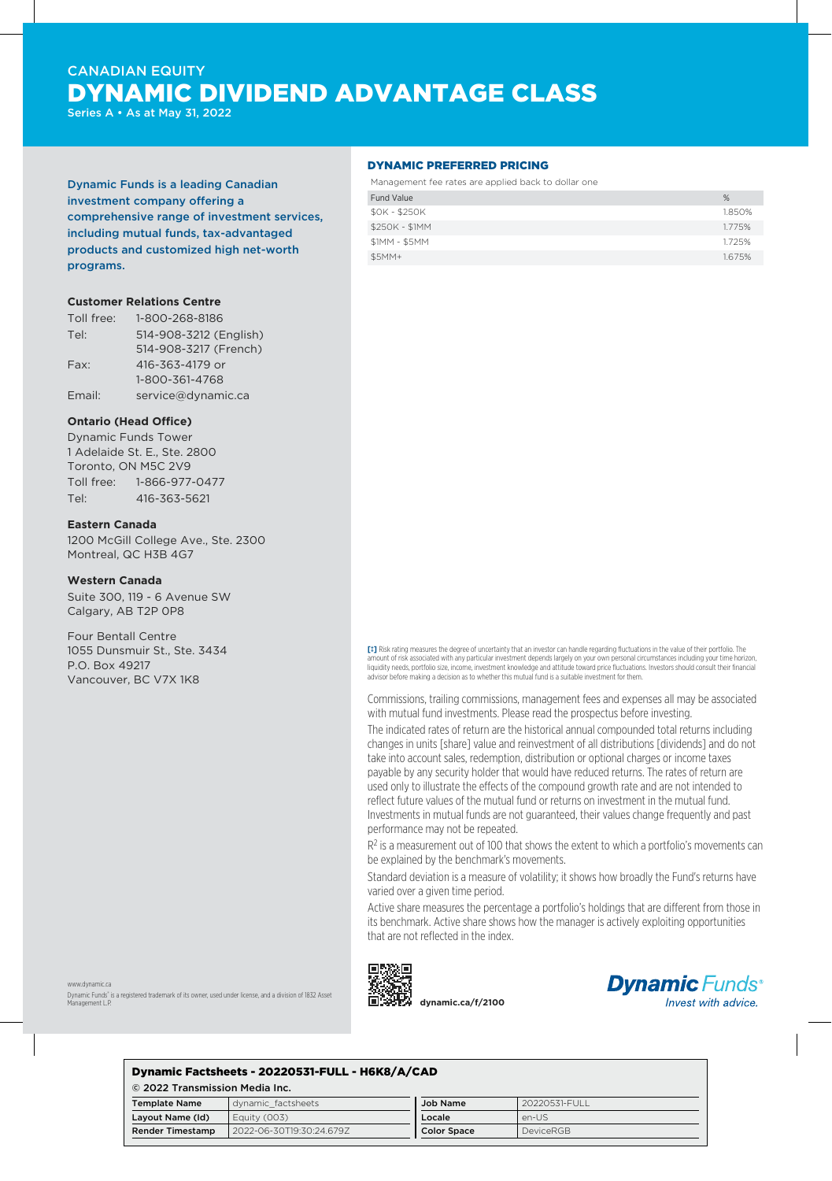CANADIAN EQUITY

# DYNAMIC DIVIDEND ADVANTAGE CLASS

Series A • As at May 31, 2022

**Dynamic Funds is a leading Canadian investment company offering a comprehensive range of investment services, including mutual funds, tax-advantaged products and customized high net-worth programs.**

### Customer Relations Centre

Toll free: 1-800-268-8186
Tel: 514-908-3212 (English)
514-908-3217 (French)
Fax: 416-363-4179 or
1-800-361-4768
Email: service@dynamic.ca

### Ontario (Head Office)

Dynamic Funds Tower
1 Adelaide St. E., Ste. 2800
Toronto, ON M5C 2V9
Toll free: 1-866-977-0477
Tel: 416-363-5621

### Eastern Canada

1200 McGill College Ave., Ste. 2300
Montreal, QC H3B 4G7

### Western Canada

Suite 300, 119 - 6 Avenue SW
Calgary, AB T2P 0P8

Four Bentall Centre
1055 Dunsmuir St., Ste. 3434
P.O. Box 49217
Vancouver, BC V7X 1K8

www.dynamic.ca
Dynamic Funds® is a registered trademark of its owner, used under license, and a division of 1832 Asset Management L.P.

## DYNAMIC PREFERRED PRICING

Management fee rates are applied back to dollar one

| Fund Value | % |
| --- | --- |
| $0K - $250K | 1.850% |
| $250K - $1MM | 1.775% |
| $1MM - $5MM | 1.725% |
| $5MM+ | 1.675% |

[‡] Risk rating measures the degree of uncertainty that an investor can handle regarding fluctuations in the value of their portfolio. The amount of risk associated with any particular investment depends largely on your own personal circumstances including your time horizon, liquidity needs, portfolio size, income, investment knowledge and attitude toward price fluctuations. Investors should consult their financial advisor before making a decision as to whether this mutual fund is a suitable investment for them.

Commissions, trailing commissions, management fees and expenses all may be associated with mutual fund investments. Please read the prospectus before investing.

The indicated rates of return are the historical annual compounded total returns including changes in units [share] value and reinvestment of all distributions [dividends] and do not take into account sales, redemption, distribution or optional charges or income taxes payable by any security holder that would have reduced returns. The rates of return are used only to illustrate the effects of the compound growth rate and are not intended to reflect future values of the mutual fund or returns on investment in the mutual fund. Investments in mutual funds are not guaranteed, their values change frequently and past performance may not be repeated.

$R^2$ is a measurement out of 100 that shows the extent to which a portfolio's movements can be explained by the benchmark's movements.

Standard deviation is a measure of volatility; it shows how broadly the Fund's returns have varied over a given time period.

Active share measures the percentage a portfolio's holdings that are different from those in its benchmark. Active share shows how the manager is actively exploiting opportunities that are not reflected in the index.

dynamic.ca/f/2100

Dynamic Funds®
*Invest with advice.*

**Dynamic Factsheets - 20220531-FULL - H6K8/A/CAD**

© 2022 Transmission Media Inc.

| | | | |
| --- | --- | --- | --- |
| **Template Name** | dynamic_factsheets | **Job Name** | 20220531-FULL |
| **Layout Name (Id)** | Equity (003) | **Locale** | en-US |
| **Render Timestamp** | 2022-06-30T19:30:24.679Z | **Color Space** | DeviceRGB |